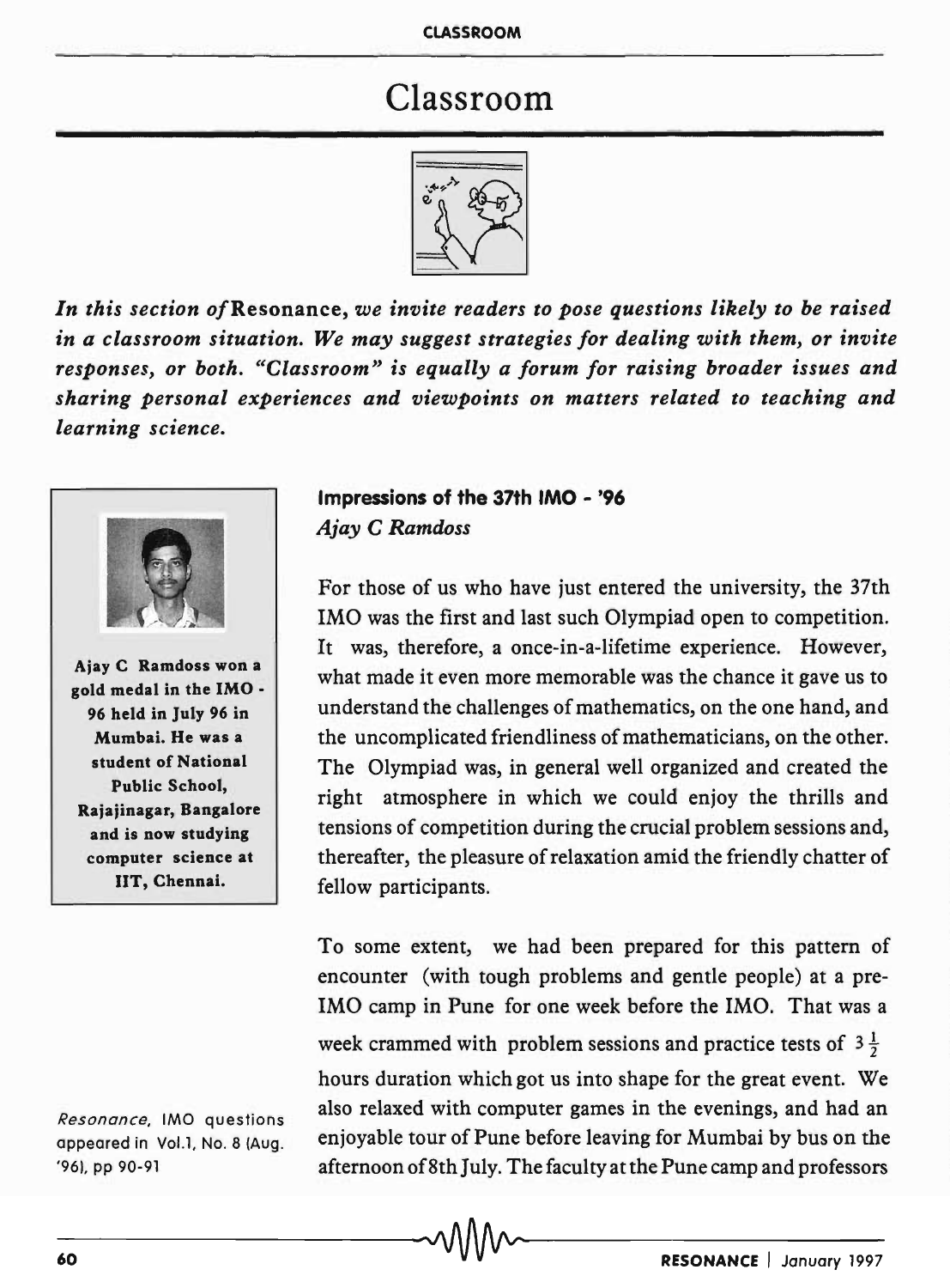# Classroom

*In this section of* **Resonance**, *we invite readers to pose questions likely to be raised in a classroom situation. We may suggest strategies for dealing with them, or invite responses, or both. "Classroom" is equally a forum for raising broader issues and sharing personal experiences and viewpoints on matters related to teaching and learning science.*

**Ajay C Ramdoss won a gold medal in the IMO - 96 held in July 96 in Mumbai. He was a student of National Public School, Rajajinagar, Bangalore and is now studying computer science at IIT, Chennai.**

## Impressions of the 37th IMO - '96

*Ajay C Ramdoss*

For those of us who have just entered the university, the 37th IMO was the first and last such Olympiad open to competition. It was, therefore, a once-in-a-lifetime experience. However, what made it even more memorable was the chance it gave us to understand the challenges of mathematics, on the one hand, and the uncomplicated friendliness of mathematicians, on the other. The Olympiad was, in general well organized and created the right atmosphere in which we could enjoy the thrills and tensions of competition during the crucial problem sessions and, thereafter, the pleasure of relaxation amid the friendly chatter of fellow participants.

To some extent, we had been prepared for this pattern of encounter (with tough problems and gentle people) at a pre-IMO camp in Pune for one week before the IMO. That was a week crammed with problem sessions and practice tests of $3\frac{1}{2}$ hours duration which got us into shape for the great event. We also relaxed with computer games in the evenings, and had an enjoyable tour of Pune before leaving for Mumbai by bus on the afternoon of 8th July. The faculty at the Pune camp and professors

*Resonance*, IMO questions appeared in Vol.1, No. 8 (Aug. '96), pp 90-91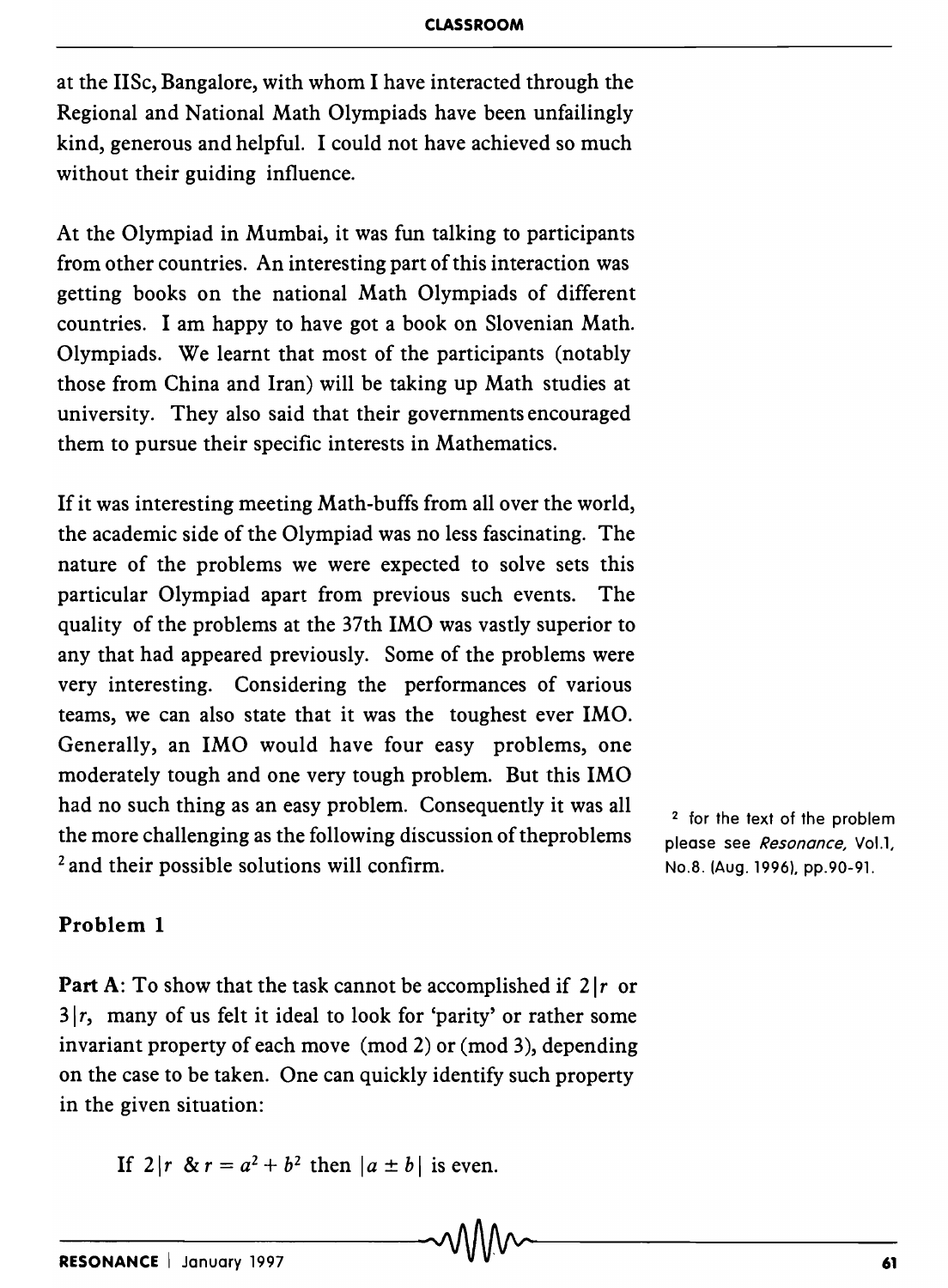at the IISc, Bangalore, with whom I have interacted through the Regional and National Math Olympiads have been unfailingly kind, generous and helpful. I could not have achieved so much without their guiding influence.

At the Olympiad in Mumbai, it was fun talking to participants from other countries. An interesting part of this interaction was getting books on the national Math Olympiads of different countries. I am happy to have got a book on Slovenian Math. Olympiads. We learnt that most of the participants (notably those from China and Iran) will be taking up Math studies at university. They also said that their governments encouraged them to pursue their specific interests in Mathematics.

If it was interesting meeting Math-buffs from all over the world, the academic side of the Olympiad was no less fascinating. The nature of the problems we were expected to solve sets this particular Olympiad apart from previous such events. The quality of the problems at the 37th IMO was vastly superior to any that had appeared previously. Some of the problems were very interesting. Considering the performances of various teams, we can also state that it was the toughest ever IMO. Generally, an IMO would have four easy problems, one moderately tough and one very tough problem. But this IMO had no such thing as an easy problem. Consequently it was all the more challenging as the following discussion of theproblems [2] and their possible solutions will confirm.

[2] for the text of the problem please see *Resonance*, Vol.1, No.8. (Aug. 1996), pp.90-91.

### Problem 1

**Part A**: To show that the task cannot be accomplished if $2|r$ or $3|r$, many of us felt it ideal to look for 'parity' or rather some invariant property of each move (mod 2) or (mod 3), depending on the case to be taken. One can quickly identify such property in the given situation:

If $2|r$ & $r = a^2 + b^2$ then $|a \pm b|$ is even.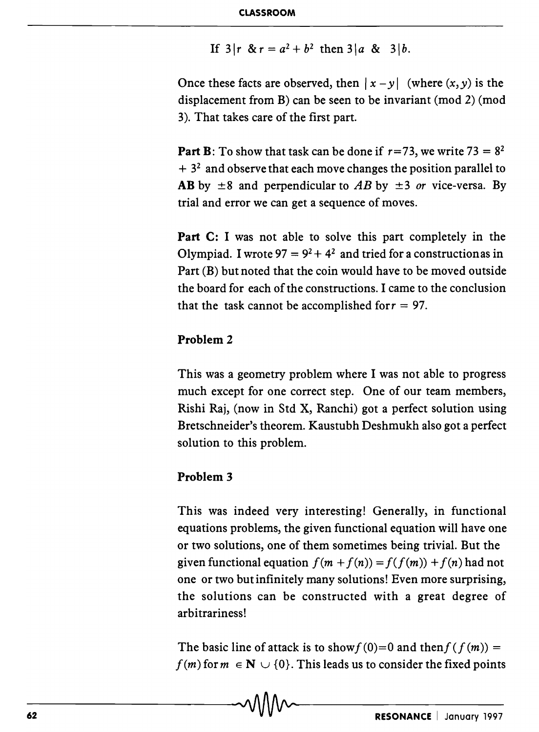If $3|r$ & $r = a^2 + b^2$ then $3|a$ & $3|b$.

Once these facts are observed, then $|x - y|$ (where $(x, y)$ is the displacement from B) can be seen to be invariant (mod 2) (mod 3). That takes care of the first part.

**Part B**: To show that task can be done if $r=73$, we write $73 = 8^2 + 3^2$ and observe that each move changes the position parallel to **AB** by $\pm 8$ and perpendicular to $AB$ by $\pm 3$ *or* vice-versa. By trial and error we can get a sequence of moves.

**Part C:** I was not able to solve this part completely in the Olympiad. I wrote $97 = 9^2 + 4^2$ and tried for a constructionas in Part (B) but noted that the coin would have to be moved outside the board for each of the constructions. I came to the conclusion that the task cannot be accomplished for $r = 97$.

### Problem 2

This was a geometry problem where I was not able to progress much except for one correct step. One of our team members, Rishi Raj, (now in Std X, Ranchi) got a perfect solution using Bretschneider's theorem. Kaustubh Deshmukh also got a perfect solution to this problem.

### Problem 3

This was indeed very interesting! Generally, in functional equations problems, the given functional equation will have one or two solutions, one of them sometimes being trivial. But the given functional equation $f(m + f(n)) = f(f(m)) + f(n)$ had not one or two but infinitely many solutions! Even more surprising, the solutions can be constructed with a great degree of arbitrariness!

The basic line of attack is to show $f(0)=0$ and then $f(f(m)) = f(m)$ for $m \in \mathbf{N} \cup \{0\}$. This leads us to consider the fixed points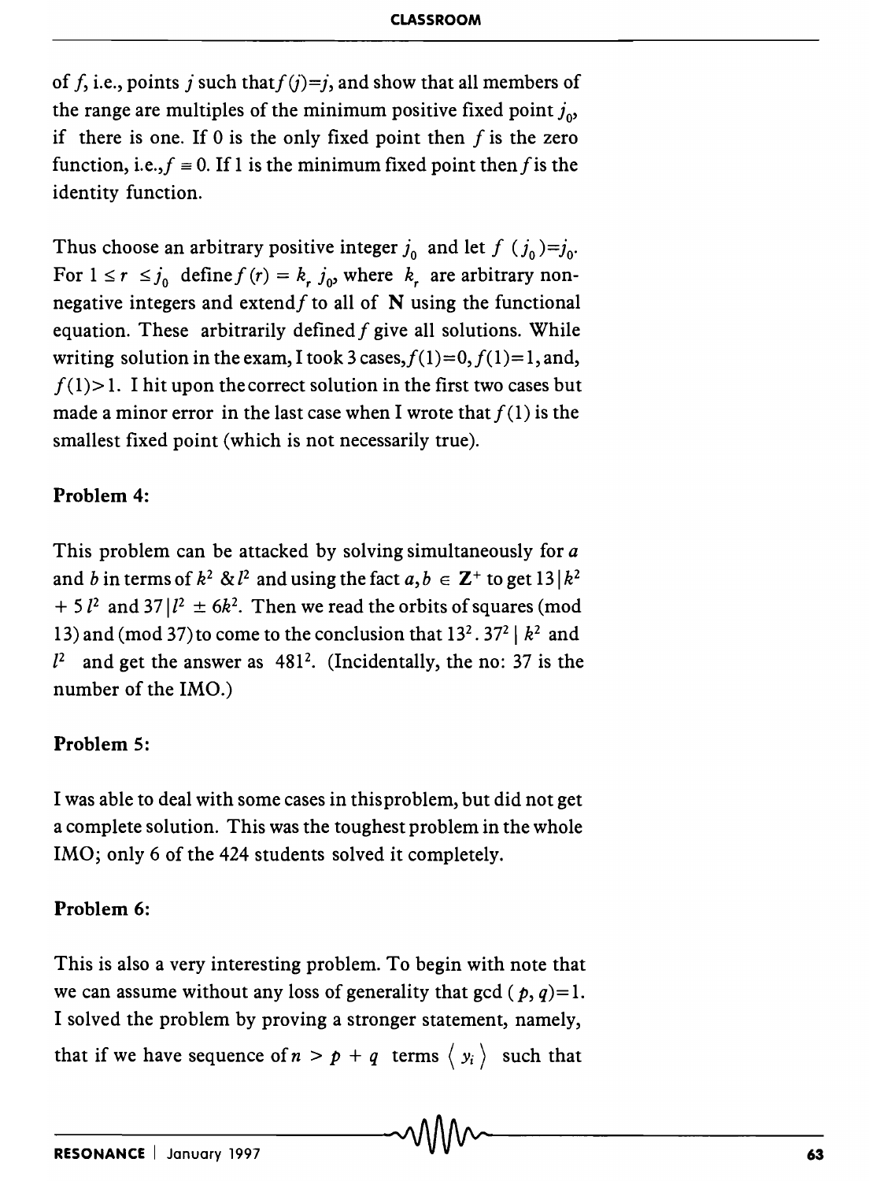of $f$, i.e., points $j$ such that $f(j)=j$, and show that all members of the range are multiples of the minimum positive fixed point $j_0$, if there is one. If 0 is the only fixed point then $f$ is the zero function, i.e., $f \equiv 0$. If 1 is the minimum fixed point then $f$ is the identity function.

Thus choose an arbitrary positive integer $j_0$ and let $f(j_0)=j_0$. For $1 \leq r \leq j_0$ define $f(r) = k_r j_0$, where $k_r$ are arbitrary non-negative integers and extend $f$ to all of $\mathbf{N}$ using the functional equation. These arbitrarily defined $f$ give all solutions. While writing solution in the exam, I took 3 cases, $f(1)=0, f(1)=1$, and, $f(1)>1$. I hit upon the correct solution in the first two cases but made a minor error in the last case when I wrote that $f(1)$ is the smallest fixed point (which is not necessarily true).

**Problem 4:**

This problem can be attacked by solving simultaneously for $a$ and $b$ in terms of $k^2$ & $l^2$ and using the fact $a, b \in \mathbf{Z}^+$ to get $13 \mid k^2 + 5l^2$ and $37 \mid l^2 \pm 6k^2$. Then we read the orbits of squares (mod 13) and (mod 37) to come to the conclusion that $13^2 . 37^2 \mid k^2$ and $l^2$ and get the answer as $481^2$. (Incidentally, the no: 37 is the number of the IMO.)

**Problem 5:**

I was able to deal with some cases in this problem, but did not get a complete solution. This was the toughest problem in the whole IMO; only 6 of the 424 students solved it completely.

**Problem 6:**

This is also a very interesting problem. To begin with note that we can assume without any loss of generality that gcd $(p, q)=1$. I solved the problem by proving a stronger statement, namely, that if we have sequence of $n > p + q$ terms $\langle y_i \rangle$ such that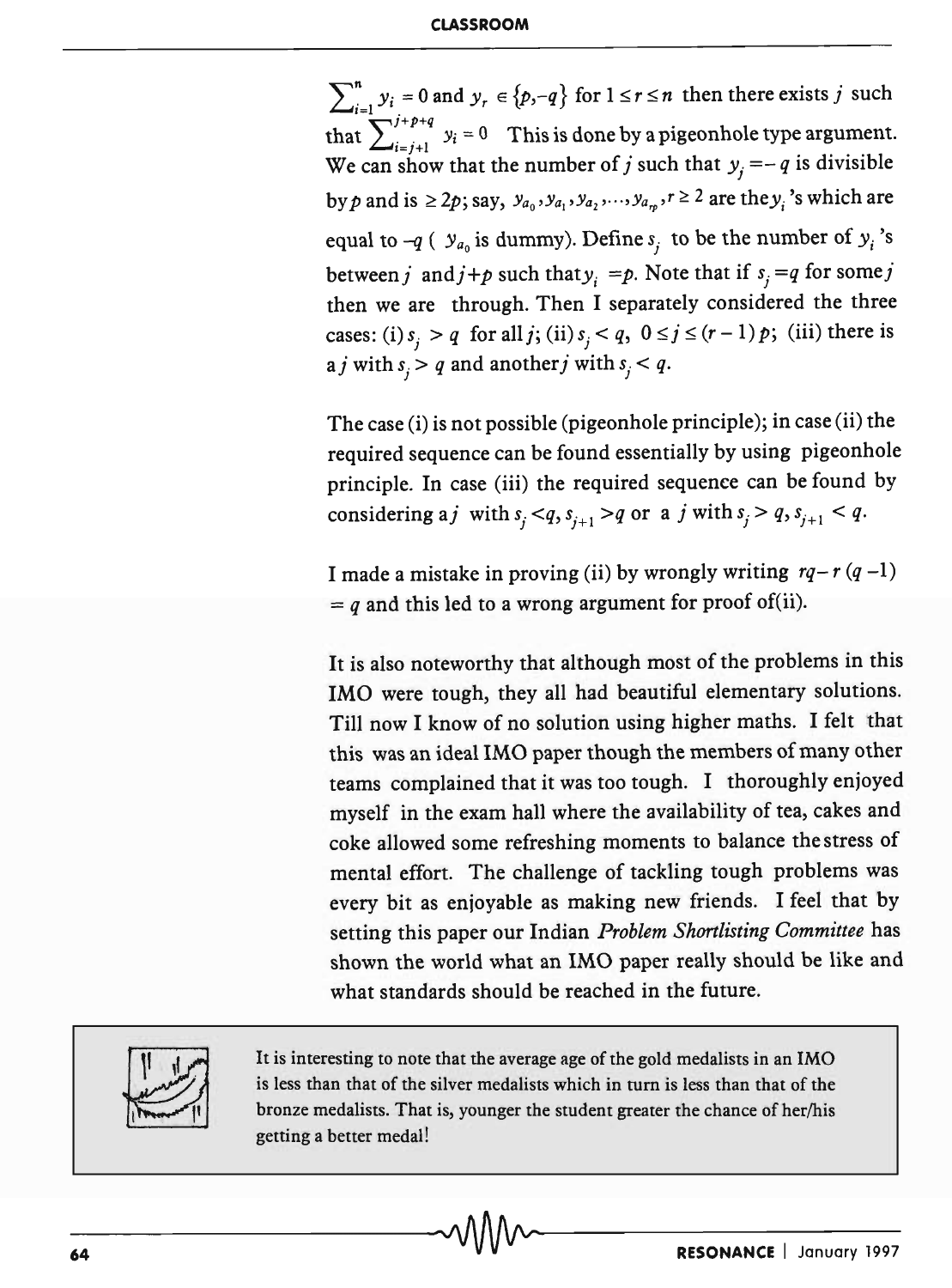$\sum_{i=1}^{n} y_i = 0$ and $y_r \in \{p, -q\}$ for $1 \le r \le n$ then there exists $j$ such that $\sum_{i=j+1}^{j+p+q} y_i = 0$ This is done by a pigeonhole type argument. We can show that the number of $j$ such that $y_j = -q$ is divisible by $p$ and is $\ge 2p$; say, $y_{a_0}, y_{a_1}, y_{a_2}, \ldots, y_{a_{rp}}, r \ge 2$ are the $y_i$'s which are equal to $-q$ ( $y_{a_0}$ is dummy). Define $s_j$ to be the number of $y_i$'s between $j$ and $j+p$ such that $y_i = p$. Note that if $s_j = q$ for some $j$ then we are through. Then I separately considered the three cases: (i) $s_j > q$ for all $j$; (ii) $s_j < q$, $0 \le j \le (r-1)p$; (iii) there is a $j$ with $s_j > q$ and another $j$ with $s_j < q$.

The case (i) is not possible (pigeonhole principle); in case (ii) the required sequence can be found essentially by using pigeonhole principle. In case (iii) the required sequence can be found by considering a $j$ with $s_j < q$, $s_{j+1} > q$ or a $j$ with $s_j > q$, $s_{j+1} < q$.

I made a mistake in proving (ii) by wrongly writing $rq - r(q-1) = q$ and this led to a wrong argument for proof of(ii).

It is also noteworthy that although most of the problems in this IMO were tough, they all had beautiful elementary solutions. Till now I know of no solution using higher maths. I felt that this was an ideal IMO paper though the members of many other teams complained that it was too tough. I thoroughly enjoyed myself in the exam hall where the availability of tea, cakes and coke allowed some refreshing moments to balance the stress of mental effort. The challenge of tackling tough problems was every bit as enjoyable as making new friends. I feel that by setting this paper our Indian *Problem Shortlisting Committee* has shown the world what an IMO paper really should be like and what standards should be reached in the future.

It is interesting to note that the average age of the gold medalists in an IMO is less than that of the silver medalists which in turn is less than that of the bronze medalists. That is, younger the student greater the chance of her/his getting a better medal!